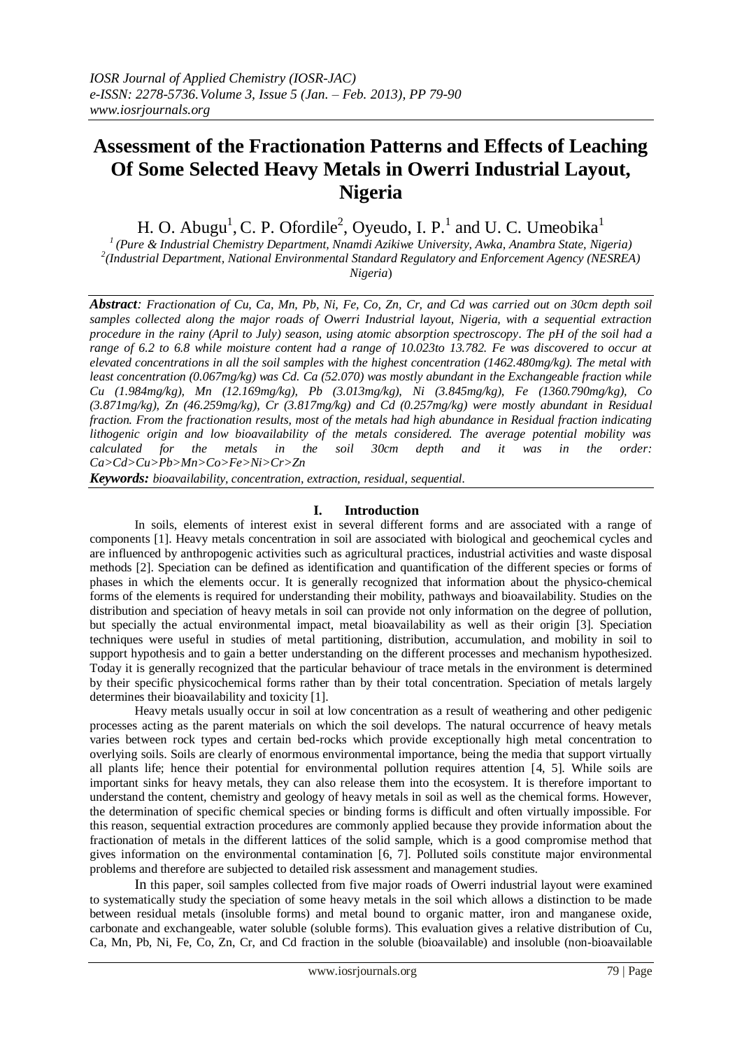# Assessment of the Fractionation Patterns and Effects of Leaching Of Some Selected Heavy Metals in Owerri Industrial Layout, Nigeria

H. O. Abugu[1], C. P. Ofordile[2], Oyeudo, I. P.[1] and U. C. Umeobika[1]

[1] (Pure & Industrial Chemistry Department, Nnamdi Azikiwe University, Awka, Anambra State, Nigeria)
[2] (Industrial Department, National Environmental Standard Regulatory and Enforcement Agency (NESREA) Nigeria)

***Abstract**: Fractionation of Cu, Ca, Mn, Pb, Ni, Fe, Co, Zn, Cr, and Cd was carried out on 30cm depth soil samples collected along the major roads of Owerri Industrial layout, Nigeria, with a sequential extraction procedure in the rainy (April to July) season, using atomic absorption spectroscopy. The pH of the soil had a range of 6.2 to 6.8 while moisture content had a range of 10.023to 13.782. Fe was discovered to occur at elevated concentrations in all the soil samples with the highest concentration (1462.480mg/kg). The metal with least concentration (0.067mg/kg) was Cd. Ca (52.070) was mostly abundant in the Exchangeable fraction while Cu (1.984mg/kg), Mn (12.169mg/kg), Pb (3.013mg/kg), Ni (3.845mg/kg), Fe (1360.790mg/kg), Co (3.871mg/kg), Zn (46.259mg/kg), Cr (3.817mg/kg) and Cd (0.257mg/kg) were mostly abundant in Residual fraction. From the fractionation results, most of the metals had high abundance in Residual fraction indicating lithogenic origin and low bioavailability of the metals considered. The average potential mobility was calculated for the metals in the soil 30cm depth and it was in the order: Ca>Cd>Cu>Pb>Mn>Co>Fe>Ni>Cr>Zn*

***Keywords:** bioavailability, concentration, extraction, residual, sequential.*

## I. Introduction

In soils, elements of interest exist in several different forms and are associated with a range of components [1]. Heavy metals concentration in soil are associated with biological and geochemical cycles and are influenced by anthropogenic activities such as agricultural practices, industrial activities and waste disposal methods [2]. Speciation can be defined as identification and quantification of the different species or forms of phases in which the elements occur. It is generally recognized that information about the physico-chemical forms of the elements is required for understanding their mobility, pathways and bioavailability. Studies on the distribution and speciation of heavy metals in soil can provide not only information on the degree of pollution, but specially the actual environmental impact, metal bioavailability as well as their origin [3]. Speciation techniques were useful in studies of metal partitioning, distribution, accumulation, and mobility in soil to support hypothesis and to gain a better understanding on the different processes and mechanism hypothesized. Today it is generally recognized that the particular behaviour of trace metals in the environment is determined by their specific physicochemical forms rather than by their total concentration. Speciation of metals largely determines their bioavailability and toxicity [1].

Heavy metals usually occur in soil at low concentration as a result of weathering and other pedigenic processes acting as the parent materials on which the soil develops. The natural occurrence of heavy metals varies between rock types and certain bed-rocks which provide exceptionally high metal concentration to overlying soils. Soils are clearly of enormous environmental importance, being the media that support virtually all plants life; hence their potential for environmental pollution requires attention [4, 5]. While soils are important sinks for heavy metals, they can also release them into the ecosystem. It is therefore important to understand the content, chemistry and geology of heavy metals in soil as well as the chemical forms. However, the determination of specific chemical species or binding forms is difficult and often virtually impossible. For this reason, sequential extraction procedures are commonly applied because they provide information about the fractionation of metals in the different lattices of the solid sample, which is a good compromise method that gives information on the environmental contamination [6, 7]. Polluted soils constitute major environmental problems and therefore are subjected to detailed risk assessment and management studies.

In this paper, soil samples collected from five major roads of Owerri industrial layout were examined to systematically study the speciation of some heavy metals in the soil which allows a distinction to be made between residual metals (insoluble forms) and metal bound to organic matter, iron and manganese oxide, carbonate and exchangeable, water soluble (soluble forms). This evaluation gives a relative distribution of Cu, Ca, Mn, Pb, Ni, Fe, Co, Zn, Cr, and Cd fraction in the soluble (bioavailable) and insoluble (non-bioavailable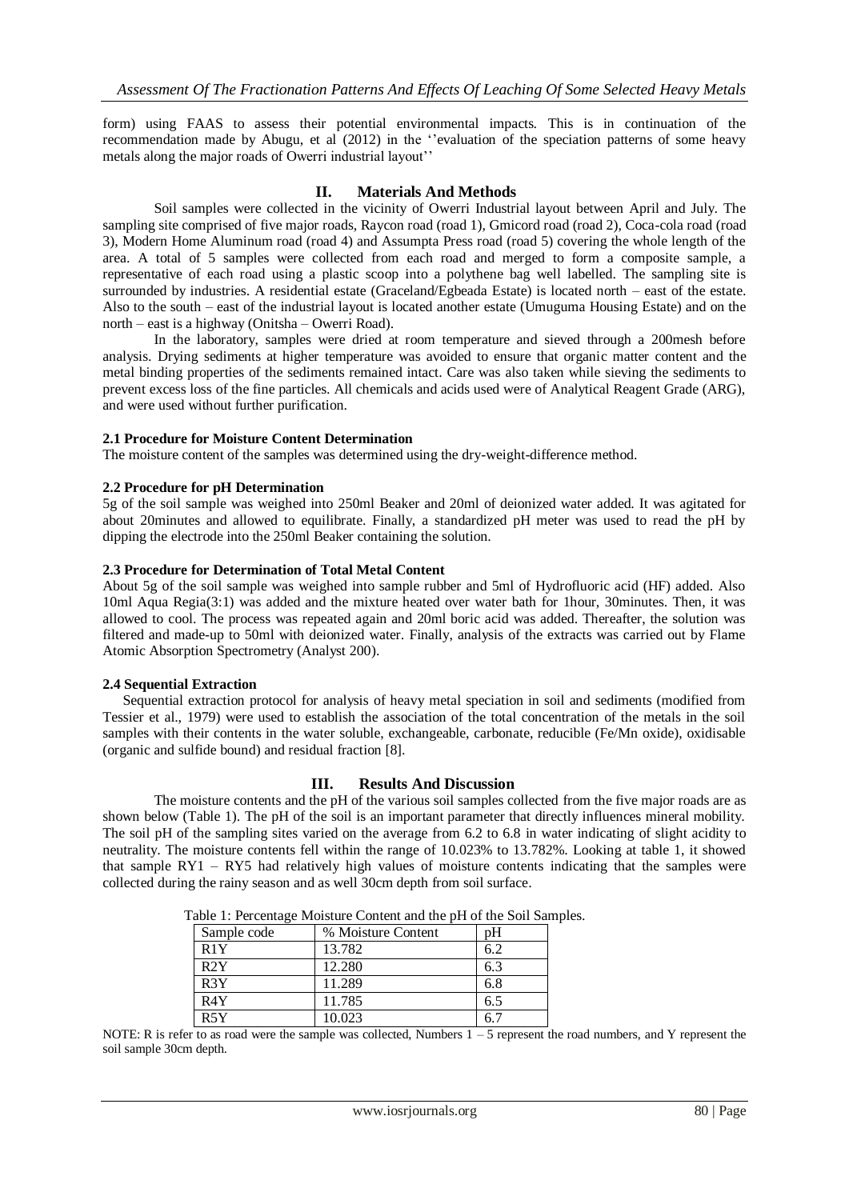form) using FAAS to assess their potential environmental impacts. This is in continuation of the recommendation made by Abugu, et al (2012) in the ''evaluation of the speciation patterns of some heavy metals along the major roads of Owerri industrial layout''

## II. Materials And Methods

Soil samples were collected in the vicinity of Owerri Industrial layout between April and July. The sampling site comprised of five major roads, Raycon road (road 1), Gmicord road (road 2), Coca-cola road (road 3), Modern Home Aluminum road (road 4) and Assumpta Press road (road 5) covering the whole length of the area. A total of 5 samples were collected from each road and merged to form a composite sample, a representative of each road using a plastic scoop into a polythene bag well labelled. The sampling site is surrounded by industries. A residential estate (Graceland/Egbeada Estate) is located north – east of the estate. Also to the south – east of the industrial layout is located another estate (Umuguma Housing Estate) and on the north – east is a highway (Onitsha – Owerri Road).

In the laboratory, samples were dried at room temperature and sieved through a 200mesh before analysis. Drying sediments at higher temperature was avoided to ensure that organic matter content and the metal binding properties of the sediments remained intact. Care was also taken while sieving the sediments to prevent excess loss of the fine particles. All chemicals and acids used were of Analytical Reagent Grade (ARG), and were used without further purification.

### 2.1 Procedure for Moisture Content Determination

The moisture content of the samples was determined using the dry-weight-difference method.

### 2.2 Procedure for pH Determination

5g of the soil sample was weighed into 250ml Beaker and 20ml of deionized water added. It was agitated for about 20minutes and allowed to equilibrate. Finally, a standardized pH meter was used to read the pH by dipping the electrode into the 250ml Beaker containing the solution.

### 2.3 Procedure for Determination of Total Metal Content

About 5g of the soil sample was weighed into sample rubber and 5ml of Hydrofluoric acid (HF) added. Also 10ml Aqua Regia(3:1) was added and the mixture heated over water bath for 1hour, 30minutes. Then, it was allowed to cool. The process was repeated again and 20ml boric acid was added. Thereafter, the solution was filtered and made-up to 50ml with deionized water. Finally, analysis of the extracts was carried out by Flame Atomic Absorption Spectrometry (Analyst 200).

### 2.4 Sequential Extraction

Sequential extraction protocol for analysis of heavy metal speciation in soil and sediments (modified from Tessier et al., 1979) were used to establish the association of the total concentration of the metals in the soil samples with their contents in the water soluble, exchangeable, carbonate, reducible (Fe/Mn oxide), oxidisable (organic and sulfide bound) and residual fraction [8].

## III. Results And Discussion

The moisture contents and the pH of the various soil samples collected from the five major roads are as shown below (Table 1). The pH of the soil is an important parameter that directly influences mineral mobility. The soil pH of the sampling sites varied on the average from 6.2 to 6.8 in water indicating of slight acidity to neutrality. The moisture contents fell within the range of 10.023% to 13.782%. Looking at table 1, it showed that sample RY1 – RY5 had relatively high values of moisture contents indicating that the samples were collected during the rainy season and as well 30cm depth from soil surface.

Table 1: Percentage Moisture Content and the pH of the Soil Samples.

| Sample code | % Moisture Content | pH |
|---|---|---|
| R1Y | 13.782 | 6.2 |
| R2Y | 12.280 | 6.3 |
| R3Y | 11.289 | 6.8 |
| R4Y | 11.785 | 6.5 |
| R5Y | 10.023 | 6.7 |

NOTE: R is refer to as road were the sample was collected, Numbers 1 – 5 represent the road numbers, and Y represent the soil sample 30cm depth.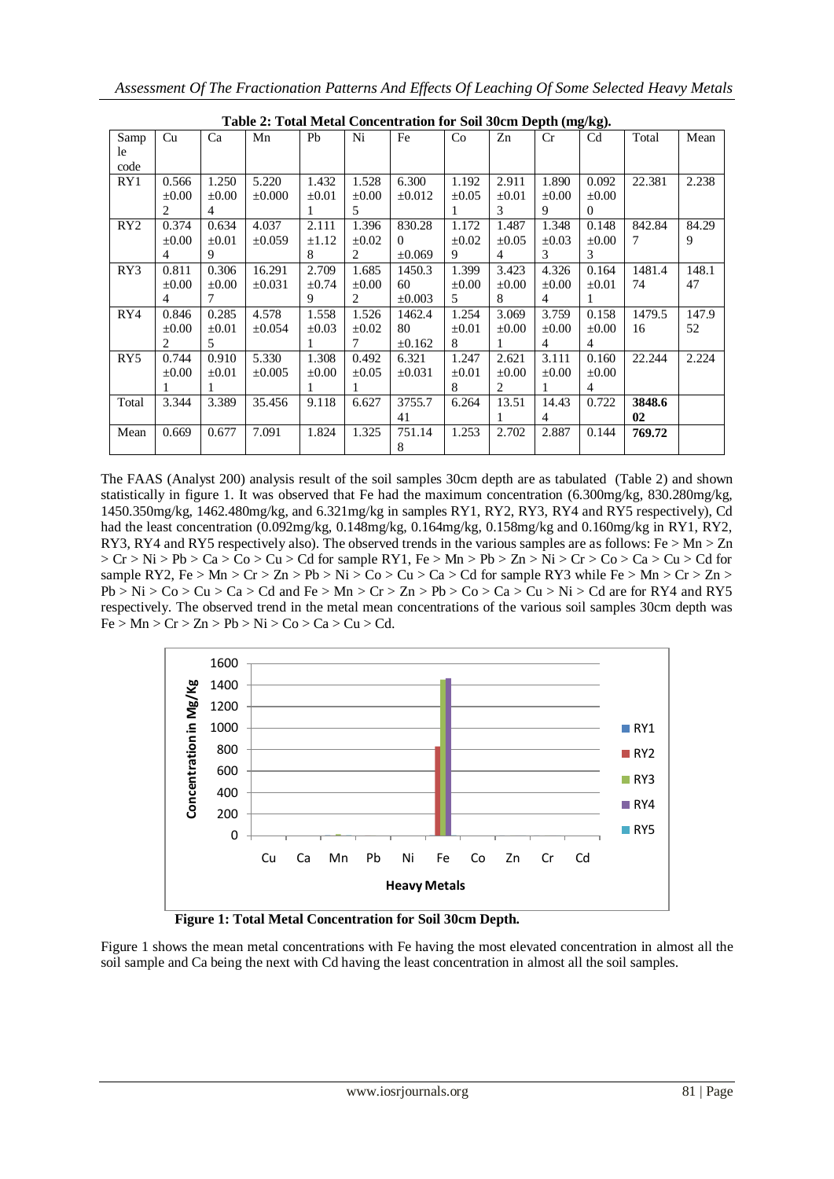**Table 2: Total Metal Concentration for Soil 30cm Depth (mg/kg).**

| Sample code | Cu | Ca | Mn | Pb | Ni | Fe | Co | Zn | Cr | Cd | Total | Mean |
|---|---|---|---|---|---|---|---|---|---|---|---|---|
| RY1 | 0.566 ±0.002 | 1.250 ±0.004 | 5.220 ±0.000 | 1.432 ±0.011 | 1.528 ±0.005 | 6.300 ±0.012 | 1.192 ±0.051 | 2.911 ±0.013 | 1.890 ±0.009 | 0.092 ±0.000 | 22.381 | 2.238 |
| RY2 | 0.374 ±0.004 | 0.634 ±0.019 | 4.037 ±0.059 | 2.111 ±1.128 | 1.396 ±0.022 | 830.280 ±0.069 | 1.172 ±0.029 | 1.487 ±0.054 | 1.348 ±0.033 | 0.148 ±0.003 | 842.847 | 84.299 |
| RY3 | 0.811 ±0.004 | 0.306 ±0.007 | 16.291 ±0.031 | 2.709 ±0.749 | 1.685 ±0.002 | 1450.360 ±0.003 | 1.399 ±0.005 | 3.423 ±0.008 | 4.326 ±0.004 | 0.164 ±0.011 | 1481.474 | 148.147 |
| RY4 | 0.846 ±0.002 | 0.285 ±0.015 | 4.578 ±0.054 | 1.558 ±0.031 | 1.526 ±0.027 | 1462.480 ±0.162 | 1.254 ±0.018 | 3.069 ±0.001 | 3.759 ±0.004 | 0.158 ±0.004 | 1479.516 | 147.952 |
| RY5 | 0.744 ±0.001 | 0.910 ±0.011 | 5.330 ±0.005 | 1.308 ±0.001 | 0.492 ±0.051 | 6.321 ±0.031 | 1.247 ±0.018 | 2.621 ±0.002 | 3.111 ±0.001 | 0.160 ±0.004 | 22.244 | 2.224 |
| Total | 3.344 | 3.389 | 35.456 | 9.118 | 6.627 | 3755.741 | 6.264 | 13.511 | 14.434 | 0.722 | **3848.602** | |
| Mean | 0.669 | 0.677 | 7.091 | 1.824 | 1.325 | 751.148 | 1.253 | 2.702 | 2.887 | 0.144 | **769.72** | |

The FAAS (Analyst 200) analysis result of the soil samples 30cm depth are as tabulated (Table 2) and shown statistically in figure 1. It was observed that Fe had the maximum concentration (6.300mg/kg, 830.280mg/kg, 1450.350mg/kg, 1462.480mg/kg, and 6.321mg/kg in samples RY1, RY2, RY3, RY4 and RY5 respectively), Cd had the least concentration (0.092mg/kg, 0.148mg/kg, 0.164mg/kg, 0.158mg/kg and 0.160mg/kg in RY1, RY2, RY3, RY4 and RY5 respectively also). The observed trends in the various samples are as follows: Fe > Mn > Zn > Cr > Ni > Pb > Ca > Co > Cu > Cd for sample RY1, Fe > Mn > Pb > Zn > Ni > Cr > Co > Ca > Cu > Cd for sample RY2, Fe > Mn > Cr > Zn > Pb > Ni > Co > Cu > Ca > Cd for sample RY3 while Fe > Mn > Cr > Zn > Pb > Ni > Co > Cu > Ca > Cd and Fe > Mn > Cr > Zn > Pb > Co > Ca > Cu > Ni > Cd are for RY4 and RY5 respectively. The observed trend in the metal mean concentrations of the various soil samples 30cm depth was Fe > Mn > Cr > Zn > Pb > Ni > Co > Ca > Cu > Cd.

**Figure 1: Total Metal Concentration for Soil 30cm Depth.**

Figure 1 shows the mean metal concentrations with Fe having the most elevated concentration in almost all the soil sample and Ca being the next with Cd having the least concentration in almost all the soil samples.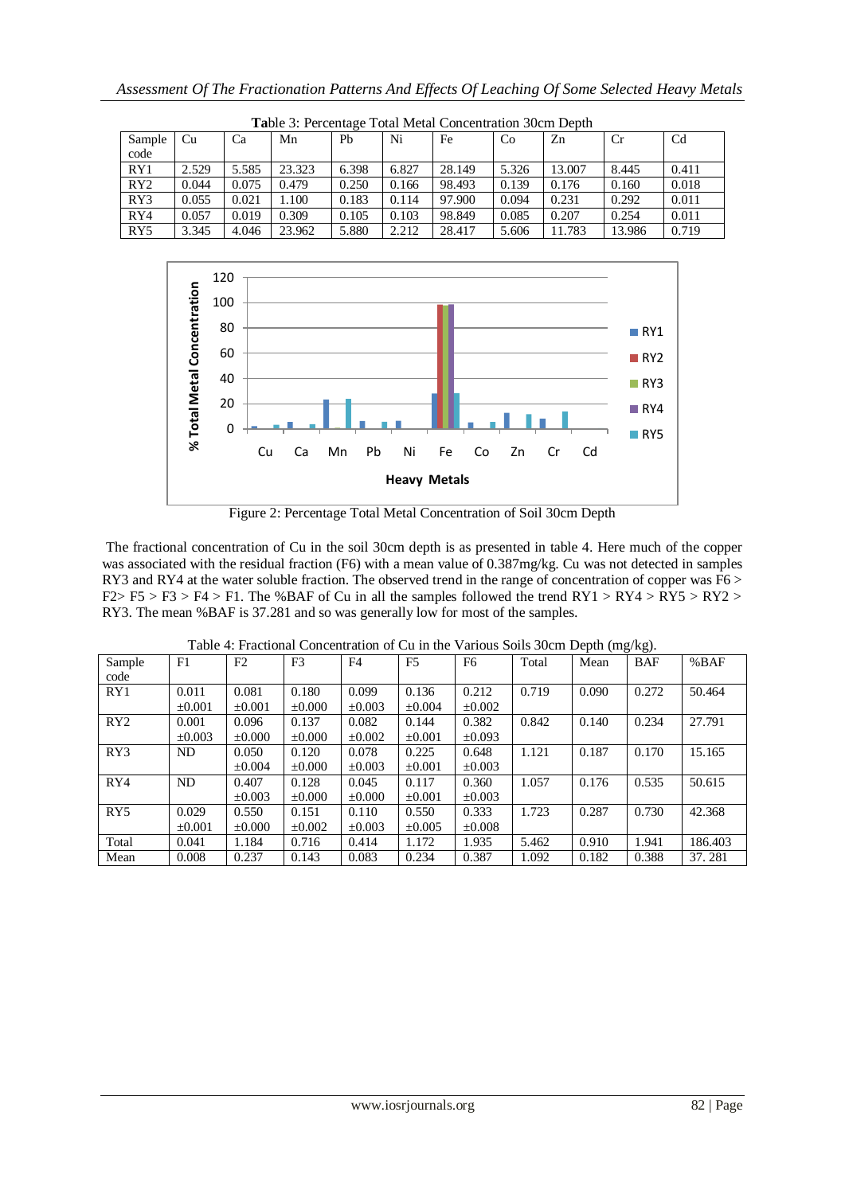Table 3: Percentage Total Metal Concentration 30cm Depth

| Sample code | Cu | Ca | Mn | Pb | Ni | Fe | Co | Zn | Cr | Cd |
|---|---|---|---|---|---|---|---|---|---|---|
| RY1 | 2.529 | 5.585 | 23.323 | 6.398 | 6.827 | 28.149 | 5.326 | 13.007 | 8.445 | 0.411 |
| RY2 | 0.044 | 0.075 | 0.479 | 0.250 | 0.166 | 98.493 | 0.139 | 0.176 | 0.160 | 0.018 |
| RY3 | 0.055 | 0.021 | 1.100 | 0.183 | 0.114 | 97.900 | 0.094 | 0.231 | 0.292 | 0.011 |
| RY4 | 0.057 | 0.019 | 0.309 | 0.105 | 0.103 | 98.849 | 0.085 | 0.207 | 0.254 | 0.011 |
| RY5 | 3.345 | 4.046 | 23.962 | 5.880 | 2.212 | 28.417 | 5.606 | 11.783 | 13.986 | 0.719 |

Figure 2: Percentage Total Metal Concentration of Soil 30cm Depth

The fractional concentration of Cu in the soil 30cm depth is as presented in table 4. Here much of the copper was associated with the residual fraction (F6) with a mean value of 0.387mg/kg. Cu was not detected in samples RY3 and RY4 at the water soluble fraction. The observed trend in the range of concentration of copper was F6 > F2> F5 > F3 > F4 > F1. The %BAF of Cu in all the samples followed the trend RY1 > RY4 > RY5 > RY2 > RY3. The mean %BAF is 37.281 and so was generally low for most of the samples.

Table 4: Fractional Concentration of Cu in the Various Soils 30cm Depth (mg/kg).

| Sample code | F1 | F2 | F3 | F4 | F5 | F6 | Total | Mean | BAF | %BAF |
|---|---|---|---|---|---|---|---|---|---|---|
| RY1 | 0.011 ±0.001 | 0.081 ±0.001 | 0.180 ±0.000 | 0.099 ±0.003 | 0.136 ±0.004 | 0.212 ±0.002 | 0.719 | 0.090 | 0.272 | 50.464 |
| RY2 | 0.001 ±0.003 | 0.096 ±0.000 | 0.137 ±0.000 | 0.082 ±0.002 | 0.144 ±0.001 | 0.382 ±0.093 | 0.842 | 0.140 | 0.234 | 27.791 |
| RY3 | ND | 0.050 ±0.004 | 0.120 ±0.000 | 0.078 ±0.003 | 0.225 ±0.001 | 0.648 ±0.003 | 1.121 | 0.187 | 0.170 | 15.165 |
| RY4 | ND | 0.407 ±0.003 | 0.128 ±0.000 | 0.045 ±0.000 | 0.117 ±0.001 | 0.360 ±0.003 | 1.057 | 0.176 | 0.535 | 50.615 |
| RY5 | 0.029 ±0.001 | 0.550 ±0.000 | 0.151 ±0.002 | 0.110 ±0.003 | 0.550 ±0.005 | 0.333 ±0.008 | 1.723 | 0.287 | 0.730 | 42.368 |
| Total | 0.041 | 1.184 | 0.716 | 0.414 | 1.172 | 1.935 | 5.462 | 0.910 | 1.941 | 186.403 |
| Mean | 0.008 | 0.237 | 0.143 | 0.083 | 0.234 | 0.387 | 1.092 | 0.182 | 0.388 | 37. 281 |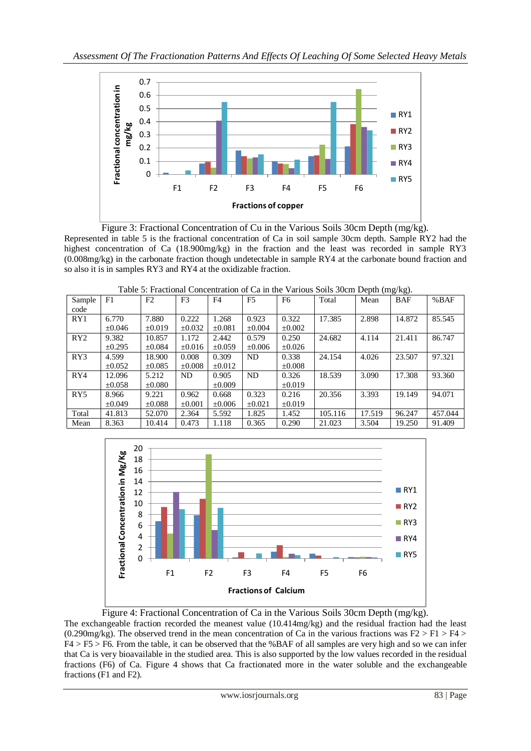Figure 3: Fractional Concentration of Cu in the Various Soils 30cm Depth (mg/kg).

Represented in table 5 is the fractional concentration of Ca in soil sample 30cm depth. Sample RY2 had the highest concentration of Ca (18.900mg/kg) in the fraction and the least was recorded in sample RY3 (0.008mg/kg) in the carbonate fraction though undetectable in sample RY4 at the carbonate bound fraction and so also it is in samples RY3 and RY4 at the oxidizable fraction.

Table 5: Fractional Concentration of Ca in the Various Soils 30cm Depth (mg/kg).

| Sample code | F1 | F2 | F3 | F4 | F5 | F6 | Total | Mean | BAF | %BAF |
|---|---|---|---|---|---|---|---|---|---|---|
| RY1 | 6.770 ±0.046 | 7.880 ±0.019 | 0.222 ±0.032 | 1.268 ±0.081 | 0.923 ±0.004 | 0.322 ±0.002 | 17.385 | 2.898 | 14.872 | 85.545 |
| RY2 | 9.382 ±0.295 | 10.857 ±0.084 | 1.172 ±0.016 | 2.442 ±0.059 | 0.579 ±0.006 | 0.250 ±0.026 | 24.682 | 4.114 | 21.411 | 86.747 |
| RY3 | 4.599 ±0.052 | 18.900 ±0.085 | 0.008 ±0.008 | 0.309 ±0.012 | ND | 0.338 ±0.008 | 24.154 | 4.026 | 23.507 | 97.321 |
| RY4 | 12.096 ±0.058 | 5.212 ±0.080 | ND | 0.905 ±0.009 | ND | 0.326 ±0.019 | 18.539 | 3.090 | 17.308 | 93.360 |
| RY5 | 8.966 ±0.049 | 9.221 ±0.088 | 0.962 ±0.001 | 0.668 ±0.006 | 0.323 ±0.021 | 0.216 ±0.019 | 20.356 | 3.393 | 19.149 | 94.071 |
| Total | 41.813 | 52.070 | 2.364 | 5.592 | 1.825 | 1.452 | 105.116 | 17.519 | 96.247 | 457.044 |
| Mean | 8.363 | 10.414 | 0.473 | 1.118 | 0.365 | 0.290 | 21.023 | 3.504 | 19.250 | 91.409 |

Figure 4: Fractional Concentration of Ca in the Various Soils 30cm Depth (mg/kg).

The exchangeable fraction recorded the meanest value (10.414mg/kg) and the residual fraction had the least (0.290mg/kg). The observed trend in the mean concentration of Ca in the various fractions was F2 > F1 > F4 > F4 > F5 > F6. From the table, it can be observed that the %BAF of all samples are very high and so we can infer that Ca is very bioavailable in the studied area. This is also supported by the low values recorded in the residual fractions (F6) of Ca. Figure 4 shows that Ca fractionated more in the water soluble and the exchangeable fractions (F1 and F2).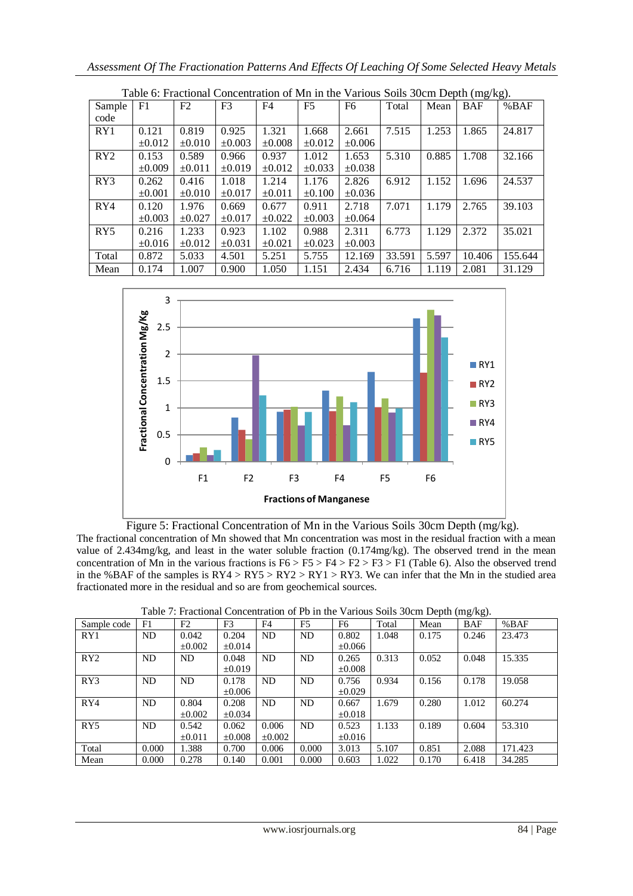Table 6: Fractional Concentration of Mn in the Various Soils 30cm Depth (mg/kg).

| Sample code | F1 | F2 | F3 | F4 | F5 | F6 | Total | Mean | BAF | %BAF |
|---|---|---|---|---|---|---|---|---|---|---|
| RY1 | 0.121 ±0.012 | 0.819 ±0.010 | 0.925 ±0.003 | 1.321 ±0.008 | 1.668 ±0.012 | 2.661 ±0.006 | 7.515 | 1.253 | 1.865 | 24.817 |
| RY2 | 0.153 ±0.009 | 0.589 ±0.011 | 0.966 ±0.019 | 0.937 ±0.012 | 1.012 ±0.033 | 1.653 ±0.038 | 5.310 | 0.885 | 1.708 | 32.166 |
| RY3 | 0.262 ±0.001 | 0.416 ±0.010 | 1.018 ±0.017 | 1.214 ±0.011 | 1.176 ±0.100 | 2.826 ±0.036 | 6.912 | 1.152 | 1.696 | 24.537 |
| RY4 | 0.120 ±0.003 | 1.976 ±0.027 | 0.669 ±0.017 | 0.677 ±0.022 | 0.911 ±0.003 | 2.718 ±0.064 | 7.071 | 1.179 | 2.765 | 39.103 |
| RY5 | 0.216 ±0.016 | 1.233 ±0.012 | 0.923 ±0.031 | 1.102 ±0.021 | 0.988 ±0.023 | 2.311 ±0.003 | 6.773 | 1.129 | 2.372 | 35.021 |
| Total | 0.872 | 5.033 | 4.501 | 5.251 | 5.755 | 12.169 | 33.591 | 5.597 | 10.406 | 155.644 |
| Mean | 0.174 | 1.007 | 0.900 | 1.050 | 1.151 | 2.434 | 6.716 | 1.119 | 2.081 | 31.129 |

Figure 5: Fractional Concentration of Mn in the Various Soils 30cm Depth (mg/kg).

The fractional concentration of Mn showed that Mn concentration was most in the residual fraction with a mean value of 2.434mg/kg, and least in the water soluble fraction (0.174mg/kg). The observed trend in the mean concentration of Mn in the various fractions is F6 > F5 > F4 > F2 > F3 > F1 (Table 6). Also the observed trend in the %BAF of the samples is RY4 > RY5 > RY2 > RY1 > RY3. We can infer that the Mn in the studied area fractionated more in the residual and so are from geochemical sources.

Table 7: Fractional Concentration of Pb in the Various Soils 30cm Depth (mg/kg).

| Sample code | F1 | F2 | F3 | F4 | F5 | F6 | Total | Mean | BAF | %BAF |
|---|---|---|---|---|---|---|---|---|---|---|
| RY1 | ND | 0.042 ±0.002 | 0.204 ±0.014 | ND | ND | 0.802 ±0.066 | 1.048 | 0.175 | 0.246 | 23.473 |
| RY2 | ND | ND | 0.048 ±0.019 | ND | ND | 0.265 ±0.008 | 0.313 | 0.052 | 0.048 | 15.335 |
| RY3 | ND | ND | 0.178 ±0.006 | ND | ND | 0.756 ±0.029 | 0.934 | 0.156 | 0.178 | 19.058 |
| RY4 | ND | 0.804 ±0.002 | 0.208 ±0.034 | ND | ND | 0.667 ±0.018 | 1.679 | 0.280 | 1.012 | 60.274 |
| RY5 | ND | 0.542 ±0.011 | 0.062 ±0.008 | 0.006 ±0.002 | ND | 0.523 ±0.016 | 1.133 | 0.189 | 0.604 | 53.310 |
| Total | 0.000 | 1.388 | 0.700 | 0.006 | 0.000 | 3.013 | 5.107 | 0.851 | 2.088 | 171.423 |
| Mean | 0.000 | 0.278 | 0.140 | 0.001 | 0.000 | 0.603 | 1.022 | 0.170 | 6.418 | 34.285 |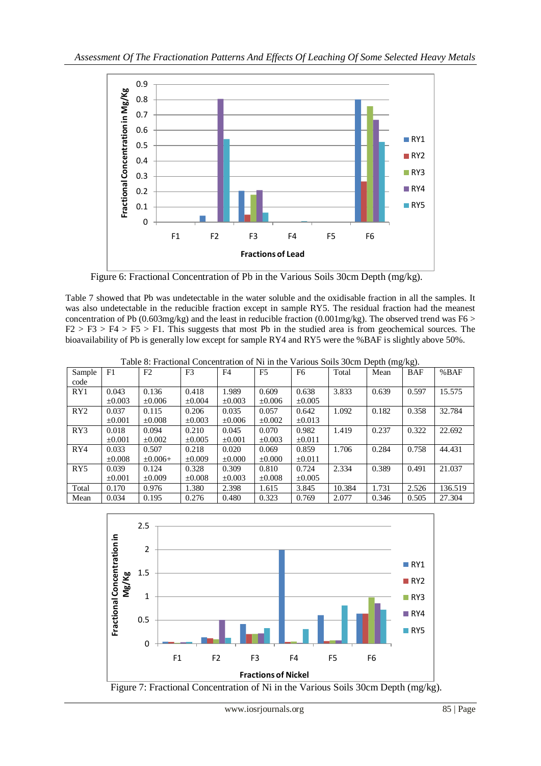Figure 6: Fractional Concentration of Pb in the Various Soils 30cm Depth (mg/kg).

Table 7 showed that Pb was undetectable in the water soluble and the oxidisable fraction in all the samples. It was also undetectable in the reducible fraction except in sample RY5. The residual fraction had the meanest concentration of Pb (0.603mg/kg) and the least in reducible fraction (0.001mg/kg). The observed trend was F6 > F2 > F3 > F4 > F5 > F1. This suggests that most Pb in the studied area is from geochemical sources. The bioavailability of Pb is generally low except for sample RY4 and RY5 were the %BAF is slightly above 50%.

Table 8: Fractional Concentration of Ni in the Various Soils 30cm Depth (mg/kg).

| Sample code | F1 | F2 | F3 | F4 | F5 | F6 | Total | Mean | BAF | %BAF |
|---|---|---|---|---|---|---|---|---|---|---|
| RY1 | 0.043 ±0.003 | 0.136 ±0.006 | 0.418 ±0.004 | 1.989 ±0.003 | 0.609 ±0.006 | 0.638 ±0.005 | 3.833 | 0.639 | 0.597 | 15.575 |
| RY2 | 0.037 ±0.001 | 0.115 ±0.008 | 0.206 ±0.003 | 0.035 ±0.006 | 0.057 ±0.002 | 0.642 ±0.013 | 1.092 | 0.182 | 0.358 | 32.784 |
| RY3 | 0.018 ±0.001 | 0.094 ±0.002 | 0.210 ±0.005 | 0.045 ±0.001 | 0.070 ±0.003 | 0.982 ±0.011 | 1.419 | 0.237 | 0.322 | 22.692 |
| RY4 | 0.033 ±0.008 | 0.507 ±0.006+ | 0.218 ±0.009 | 0.020 ±0.000 | 0.069 ±0.000 | 0.859 ±0.011 | 1.706 | 0.284 | 0.758 | 44.431 |
| RY5 | 0.039 ±0.001 | 0.124 ±0.009 | 0.328 ±0.008 | 0.309 ±0.003 | 0.810 ±0.008 | 0.724 ±0.005 | 2.334 | 0.389 | 0.491 | 21.037 |
| Total | 0.170 | 0.976 | 1.380 | 2.398 | 1.615 | 3.845 | 10.384 | 1.731 | 2.526 | 136.519 |
| Mean | 0.034 | 0.195 | 0.276 | 0.480 | 0.323 | 0.769 | 2.077 | 0.346 | 0.505 | 27.304 |

Figure 7: Fractional Concentration of Ni in the Various Soils 30cm Depth (mg/kg).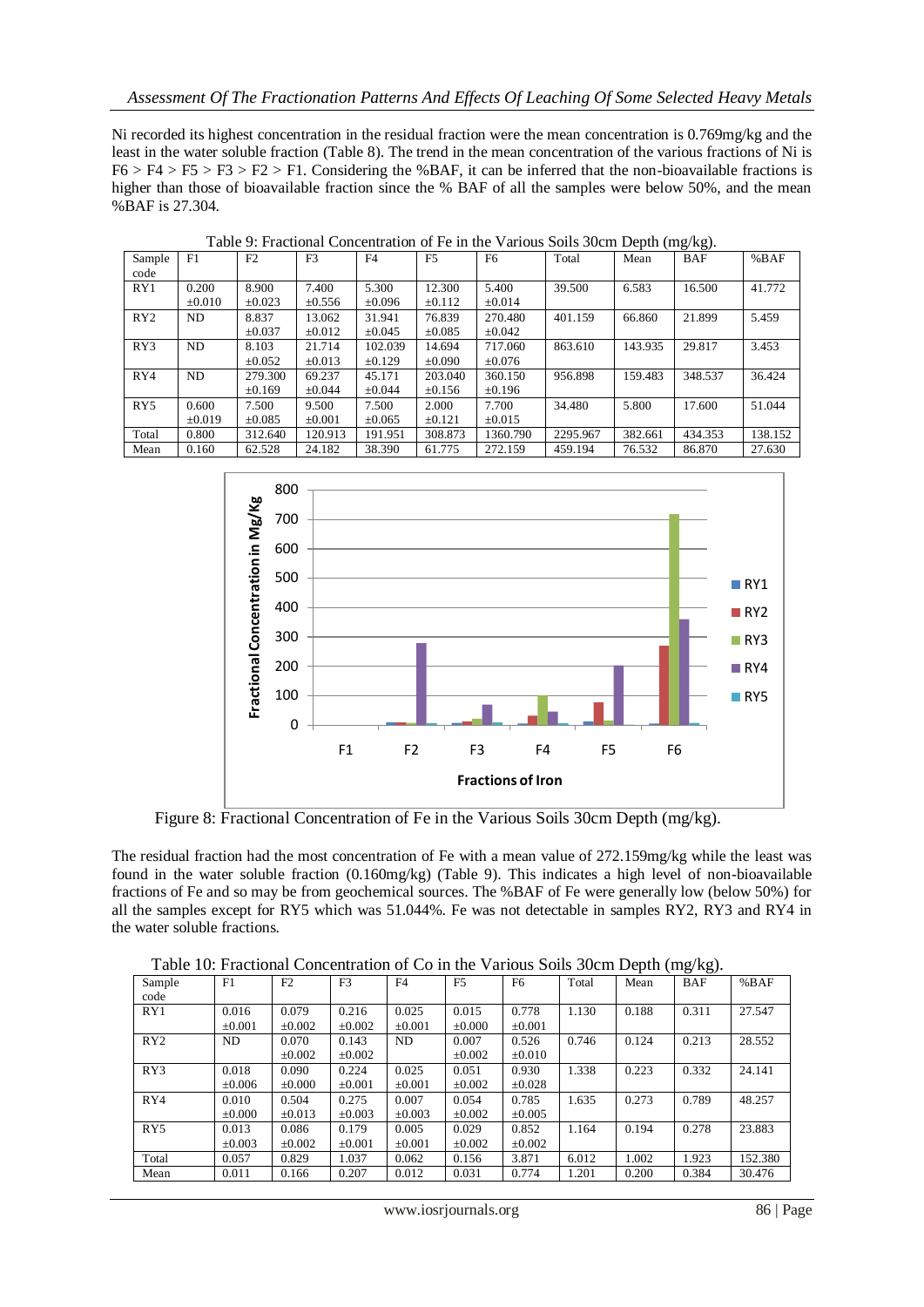Ni recorded its highest concentration in the residual fraction were the mean concentration is 0.769mg/kg and the least in the water soluble fraction (Table 8). The trend in the mean concentration of the various fractions of Ni is F6 > F4 > F5 > F3 > F2 > F1. Considering the %BAF, it can be inferred that the non-bioavailable fractions is higher than those of bioavailable fraction since the % BAF of all the samples were below 50%, and the mean %BAF is 27.304.

Table 9: Fractional Concentration of Fe in the Various Soils 30cm Depth (mg/kg).

| Sample code | F1 | F2 | F3 | F4 | F5 | F6 | Total | Mean | BAF | %BAF |
|---|---|---|---|---|---|---|---|---|---|---|
| RY1 | 0.200 ±0.010 | 8.900 ±0.023 | 7.400 ±0.556 | 5.300 ±0.096 | 12.300 ±0.112 | 5.400 ±0.014 | 39.500 | 6.583 | 16.500 | 41.772 |
| RY2 | ND | 8.837 ±0.037 | 13.062 ±0.012 | 31.941 ±0.045 | 76.839 ±0.085 | 270.480 ±0.042 | 401.159 | 66.860 | 21.899 | 5.459 |
| RY3 | ND | 8.103 ±0.052 | 21.714 ±0.013 | 102.039 ±0.129 | 14.694 ±0.090 | 717.060 ±0.076 | 863.610 | 143.935 | 29.817 | 3.453 |
| RY4 | ND | 279.300 ±0.169 | 69.237 ±0.044 | 45.171 ±0.044 | 203.040 ±0.156 | 360.150 ±0.196 | 956.898 | 159.483 | 348.537 | 36.424 |
| RY5 | 0.600 ±0.019 | 7.500 ±0.085 | 9.500 ±0.001 | 7.500 ±0.065 | 2.000 ±0.121 | 7.700 ±0.015 | 34.480 | 5.800 | 17.600 | 51.044 |
| Total | 0.800 | 312.640 | 120.913 | 191.951 | 308.873 | 1360.790 | 2295.967 | 382.661 | 434.353 | 138.152 |
| Mean | 0.160 | 62.528 | 24.182 | 38.390 | 61.775 | 272.159 | 459.194 | 76.532 | 86.870 | 27.630 |

Figure 8: Fractional Concentration of Fe in the Various Soils 30cm Depth (mg/kg).

The residual fraction had the most concentration of Fe with a mean value of 272.159mg/kg while the least was found in the water soluble fraction (0.160mg/kg) (Table 9). This indicates a high level of non-bioavailable fractions of Fe and so may be from geochemical sources. The %BAF of Fe were generally low (below 50%) for all the samples except for RY5 which was 51.044%. Fe was not detectable in samples RY2, RY3 and RY4 in the water soluble fractions.

Table 10: Fractional Concentration of Co in the Various Soils 30cm Depth (mg/kg).

| Sample code | F1 | F2 | F3 | F4 | F5 | F6 | Total | Mean | BAF | %BAF |
|---|---|---|---|---|---|---|---|---|---|---|
| RY1 | 0.016 ±0.001 | 0.079 ±0.002 | 0.216 ±0.002 | 0.025 ±0.001 | 0.015 ±0.000 | 0.778 ±0.001 | 1.130 | 0.188 | 0.311 | 27.547 |
| RY2 | ND | 0.070 ±0.002 | 0.143 ±0.002 | ND | 0.007 ±0.002 | 0.526 ±0.010 | 0.746 | 0.124 | 0.213 | 28.552 |
| RY3 | 0.018 ±0.006 | 0.090 ±0.000 | 0.224 ±0.001 | 0.025 ±0.001 | 0.051 ±0.002 | 0.930 ±0.028 | 1.338 | 0.223 | 0.332 | 24.141 |
| RY4 | 0.010 ±0.000 | 0.504 ±0.013 | 0.275 ±0.003 | 0.007 ±0.003 | 0.054 ±0.002 | 0.785 ±0.005 | 1.635 | 0.273 | 0.789 | 48.257 |
| RY5 | 0.013 ±0.003 | 0.086 ±0.002 | 0.179 ±0.001 | 0.005 ±0.001 | 0.029 ±0.002 | 0.852 ±0.002 | 1.164 | 0.194 | 0.278 | 23.883 |
| Total | 0.057 | 0.829 | 1.037 | 0.062 | 0.156 | 3.871 | 6.012 | 1.002 | 1.923 | 152.380 |
| Mean | 0.011 | 0.166 | 0.207 | 0.012 | 0.031 | 0.774 | 1.201 | 0.200 | 0.384 | 30.476 |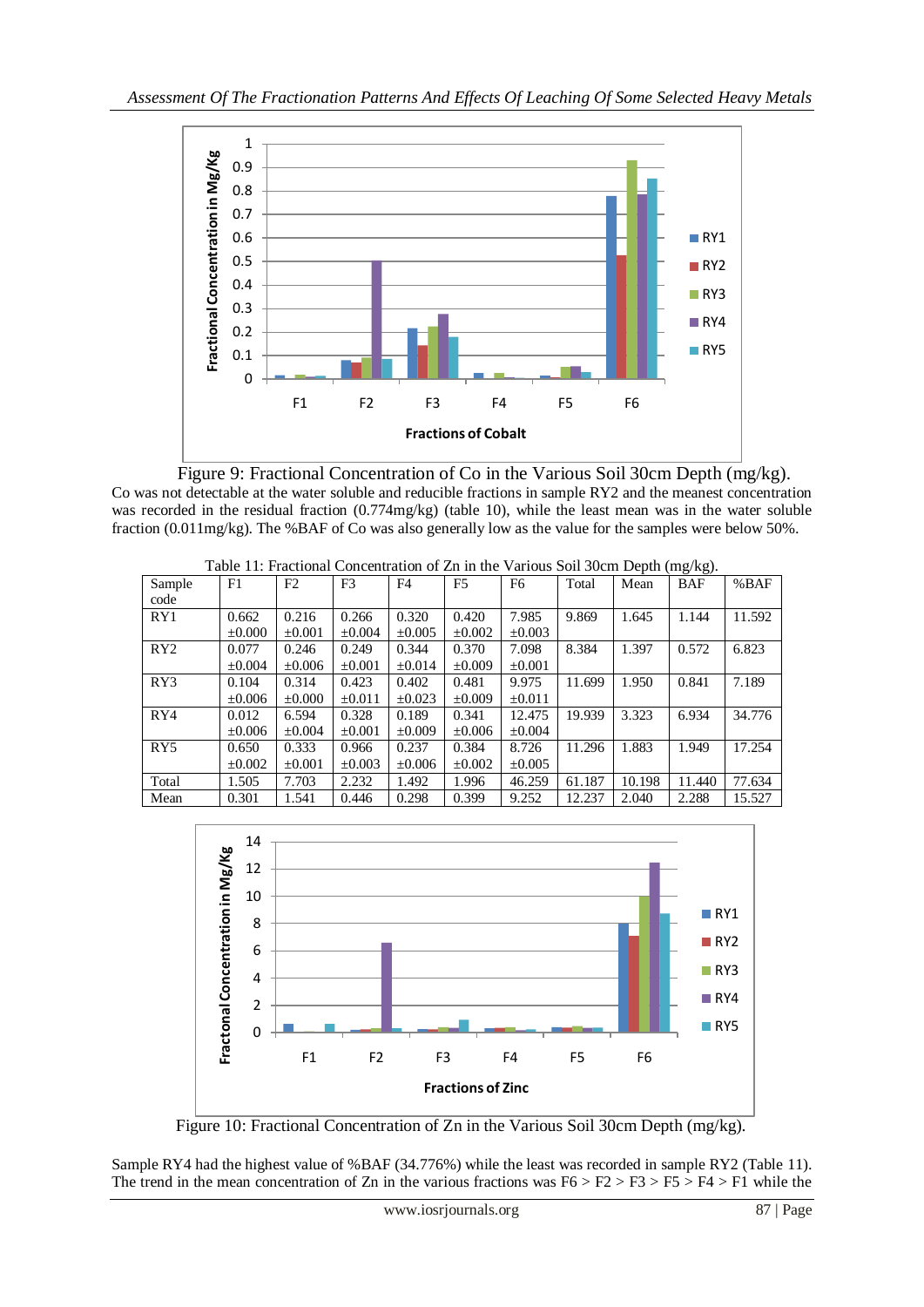Figure 9: Fractional Concentration of Co in the Various Soil 30cm Depth (mg/kg).

Co was not detectable at the water soluble and reducible fractions in sample RY2 and the meanest concentration was recorded in the residual fraction (0.774mg/kg) (table 10), while the least mean was in the water soluble fraction (0.011mg/kg). The %BAF of Co was also generally low as the value for the samples were below 50%.

Table 11: Fractional Concentration of Zn in the Various Soil 30cm Depth (mg/kg).

| Sample code | F1 | F2 | F3 | F4 | F5 | F6 | Total | Mean | BAF | %BAF |
|---|---|---|---|---|---|---|---|---|---|---|
| RY1 | 0.662 ±0.000 | 0.216 ±0.001 | 0.266 ±0.004 | 0.320 ±0.005 | 0.420 ±0.002 | 7.985 ±0.003 | 9.869 | 1.645 | 1.144 | 11.592 |
| RY2 | 0.077 ±0.004 | 0.246 ±0.006 | 0.249 ±0.001 | 0.344 ±0.014 | 0.370 ±0.009 | 7.098 ±0.001 | 8.384 | 1.397 | 0.572 | 6.823 |
| RY3 | 0.104 ±0.006 | 0.314 ±0.000 | 0.423 ±0.011 | 0.402 ±0.023 | 0.481 ±0.009 | 9.975 ±0.011 | 11.699 | 1.950 | 0.841 | 7.189 |
| RY4 | 0.012 ±0.006 | 6.594 ±0.004 | 0.328 ±0.001 | 0.189 ±0.009 | 0.341 ±0.006 | 12.475 ±0.004 | 19.939 | 3.323 | 6.934 | 34.776 |
| RY5 | 0.650 ±0.002 | 0.333 ±0.001 | 0.966 ±0.003 | 0.237 ±0.006 | 0.384 ±0.002 | 8.726 ±0.005 | 11.296 | 1.883 | 1.949 | 17.254 |
| Total | 1.505 | 7.703 | 2.232 | 1.492 | 1.996 | 46.259 | 61.187 | 10.198 | 11.440 | 77.634 |
| Mean | 0.301 | 1.541 | 0.446 | 0.298 | 0.399 | 9.252 | 12.237 | 2.040 | 2.288 | 15.527 |

Figure 10: Fractional Concentration of Zn in the Various Soil 30cm Depth (mg/kg).

Sample RY4 had the highest value of %BAF (34.776%) while the least was recorded in sample RY2 (Table 11). The trend in the mean concentration of Zn in the various fractions was F6 > F2 > F3 > F5 > F4 > F1 while the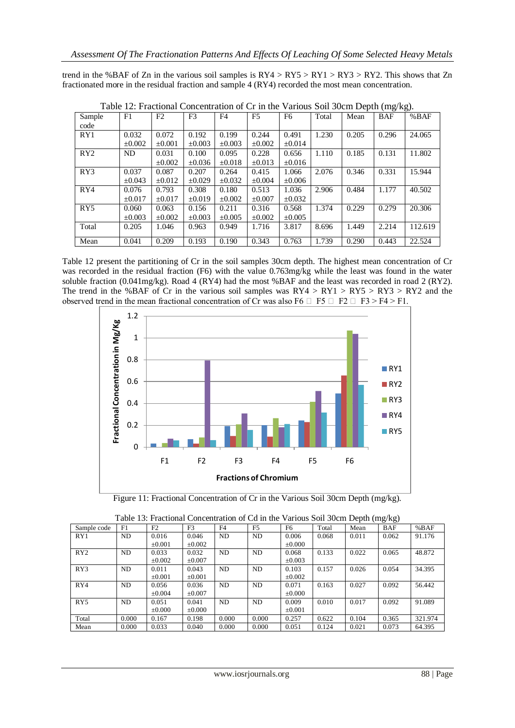trend in the %BAF of Zn in the various soil samples is RY4 > RY5 > RY1 > RY3 > RY2. This shows that Zn fractionated more in the residual fraction and sample 4 (RY4) recorded the most mean concentration.

Table 12: Fractional Concentration of Cr in the Various Soil 30cm Depth (mg/kg).

| Sample code | F1 | F2 | F3 | F4 | F5 | F6 | Total | Mean | BAF | %BAF |
|---|---|---|---|---|---|---|---|---|---|---|
| RY1 | 0.032 ±0.002 | 0.072 ±0.001 | 0.192 ±0.003 | 0.199 ±0.003 | 0.244 ±0.002 | 0.491 ±0.014 | 1.230 | 0.205 | 0.296 | 24.065 |
| RY2 | ND | 0.031 ±0.002 | 0.100 ±0.036 | 0.095 ±0.018 | 0.228 ±0.013 | 0.656 ±0.016 | 1.110 | 0.185 | 0.131 | 11.802 |
| RY3 | 0.037 ±0.043 | 0.087 ±0.012 | 0.207 ±0.029 | 0.264 ±0.032 | 0.415 ±0.004 | 1.066 ±0.006 | 2.076 | 0.346 | 0.331 | 15.944 |
| RY4 | 0.076 ±0.017 | 0.793 ±0.017 | 0.308 ±0.019 | 0.180 ±0.002 | 0.513 ±0.007 | 1.036 ±0.032 | 2.906 | 0.484 | 1.177 | 40.502 |
| RY5 | 0.060 ±0.003 | 0.063 ±0.002 | 0.156 ±0.003 | 0.211 ±0.005 | 0.316 ±0.002 | 0.568 ±0.005 | 1.374 | 0.229 | 0.279 | 20.306 |
| Total | 0.205 | 1.046 | 0.963 | 0.949 | 1.716 | 3.817 | 8.696 | 1.449 | 2.214 | 112.619 |
| Mean | 0.041 | 0.209 | 0.193 | 0.190 | 0.343 | 0.763 | 1.739 | 0.290 | 0.443 | 22.524 |

Table 12 present the partitioning of Cr in the soil samples 30cm depth. The highest mean concentration of Cr was recorded in the residual fraction (F6) with the value 0.763mg/kg while the least was found in the water soluble fraction (0.041mg/kg). Road 4 (RY4) had the most %BAF and the least was recorded in road 2 (RY2). The trend in the %BAF of Cr in the various soil samples was RY4 > RY1 > RY5 > RY3 > RY2 and the observed trend in the mean fractional concentration of Cr was also F6 > F5 > F2 > F3 > F4 > F1.

Figure 11: Fractional Concentration of Cr in the Various Soil 30cm Depth (mg/kg).

Table 13: Fractional Concentration of Cd in the Various Soil 30cm Depth (mg/kg)

| Sample code | F1 | F2 | F3 | F4 | F5 | F6 | Total | Mean | BAF | %BAF |
|---|---|---|---|---|---|---|---|---|---|---|
| RY1 | ND | 0.016 ±0.001 | 0.046 ±0.002 | ND | ND | 0.006 ±0.000 | 0.068 | 0.011 | 0.062 | 91.176 |
| RY2 | ND | 0.033 ±0.002 | 0.032 ±0.007 | ND | ND | 0.068 ±0.003 | 0.133 | 0.022 | 0.065 | 48.872 |
| RY3 | ND | 0.011 ±0.001 | 0.043 ±0.001 | ND | ND | 0.103 ±0.002 | 0.157 | 0.026 | 0.054 | 34.395 |
| RY4 | ND | 0.056 ±0.004 | 0.036 ±0.007 | ND | ND | 0.071 ±0.000 | 0.163 | 0.027 | 0.092 | 56.442 |
| RY5 | ND | 0.051 ±0.000 | 0.041 ±0.000 | ND | ND | 0.009 ±0.001 | 0.010 | 0.017 | 0.092 | 91.089 |
| Total | 0.000 | 0.167 | 0.198 | 0.000 | 0.000 | 0.257 | 0.622 | 0.104 | 0.365 | 321.974 |
| Mean | 0.000 | 0.033 | 0.040 | 0.000 | 0.000 | 0.051 | 0.124 | 0.021 | 0.073 | 64.395 |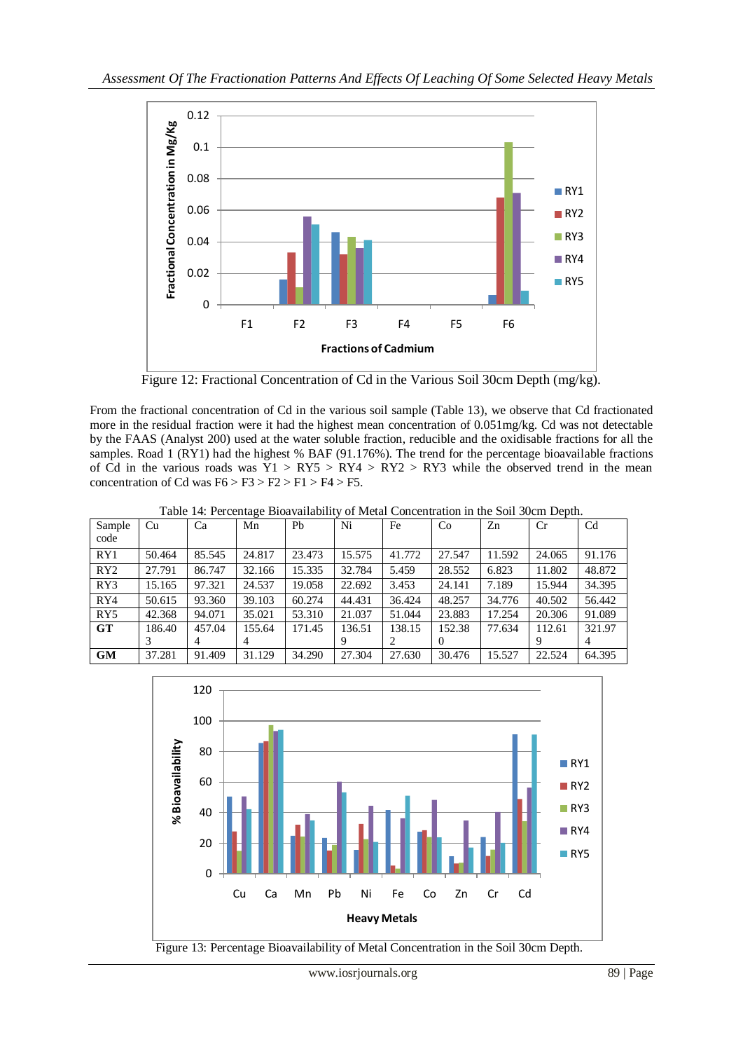Figure 12: Fractional Concentration of Cd in the Various Soil 30cm Depth (mg/kg).

From the fractional concentration of Cd in the various soil sample (Table 13), we observe that Cd fractionated more in the residual fraction were it had the highest mean concentration of 0.051mg/kg. Cd was not detectable by the FAAS (Analyst 200) used at the water soluble fraction, reducible and the oxidisable fractions for all the samples. Road 1 (RY1) had the highest % BAF (91.176%). The trend for the percentage bioavailable fractions of Cd in the various roads was Y1 > RY5 > RY4 > RY2 > RY3 while the observed trend in the mean concentration of Cd was F6 > F3 > F2 > F1 > F4 > F5.

Table 14: Percentage Bioavailability of Metal Concentration in the Soil 30cm Depth.

| Sample code | Cu | Ca | Mn | Pb | Ni | Fe | Co | Zn | Cr | Cd |
|---|---|---|---|---|---|---|---|---|---|---|
| RY1 | 50.464 | 85.545 | 24.817 | 23.473 | 15.575 | 41.772 | 27.547 | 11.592 | 24.065 | 91.176 |
| RY2 | 27.791 | 86.747 | 32.166 | 15.335 | 32.784 | 5.459 | 28.552 | 6.823 | 11.802 | 48.872 |
| RY3 | 15.165 | 97.321 | 24.537 | 19.058 | 22.692 | 3.453 | 24.141 | 7.189 | 15.944 | 34.395 |
| RY4 | 50.615 | 93.360 | 39.103 | 60.274 | 44.431 | 36.424 | 48.257 | 34.776 | 40.502 | 56.442 |
| RY5 | 42.368 | 94.071 | 35.021 | 53.310 | 21.037 | 51.044 | 23.883 | 17.254 | 20.306 | 91.089 |
| **GT** | 186.403 | 457.044 | 155.644 | 171.45 | 136.519 | 138.152 | 152.380 | 77.634 | 112.619 | 321.974 |
| **GM** | 37.281 | 91.409 | 31.129 | 34.290 | 27.304 | 27.630 | 30.476 | 15.527 | 22.524 | 64.395 |

Figure 13: Percentage Bioavailability of Metal Concentration in the Soil 30cm Depth.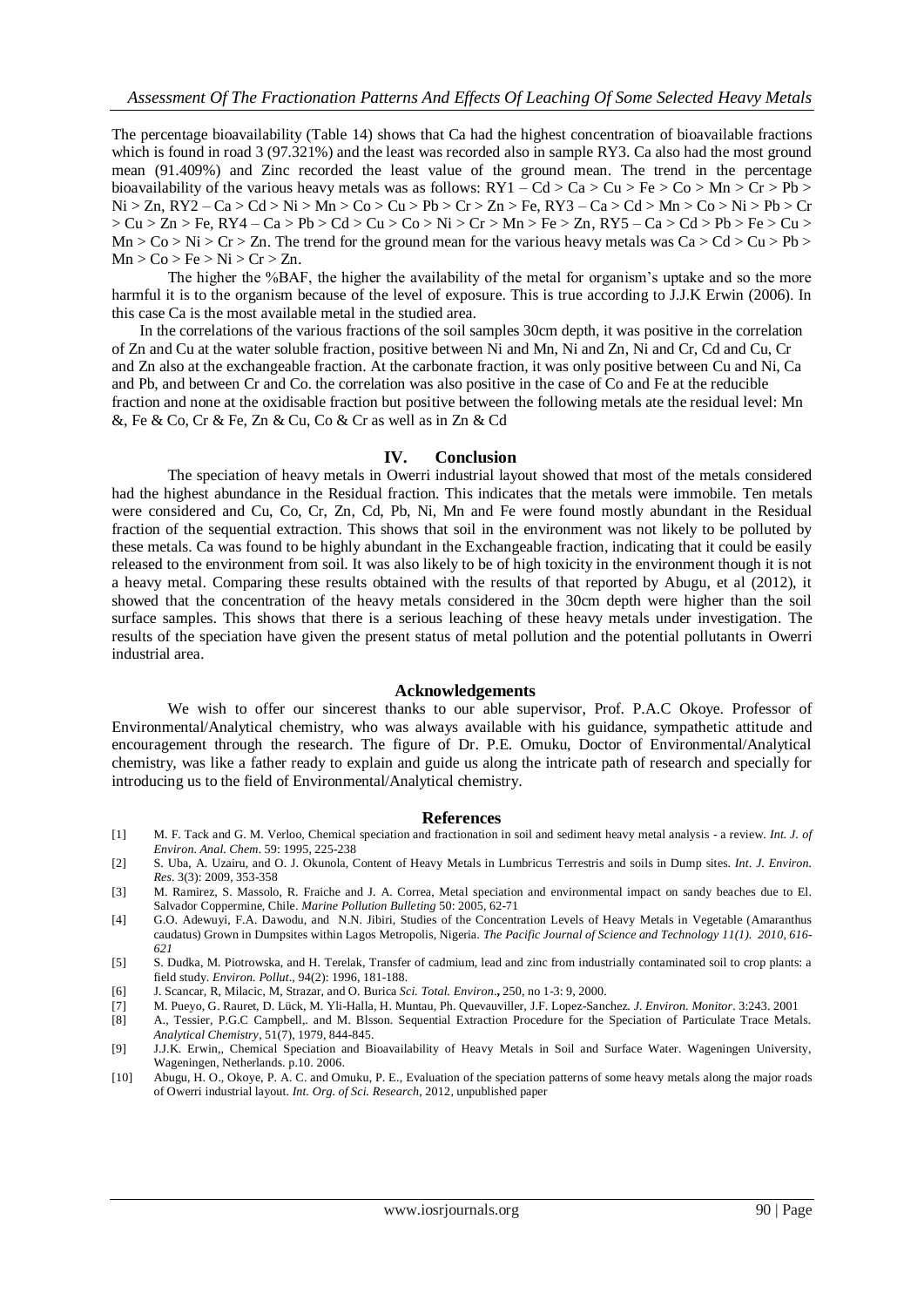The percentage bioavailability (Table 14) shows that Ca had the highest concentration of bioavailable fractions which is found in road 3 (97.321%) and the least was recorded also in sample RY3. Ca also had the most ground mean (91.409%) and Zinc recorded the least value of the ground mean. The trend in the percentage bioavailability of the various heavy metals was as follows: RY1 – Cd > Ca > Cu > Fe > Co > Mn > Cr > Pb > Ni > Zn, RY2 – Ca > Cd > Ni > Mn > Co > Cu > Pb > Cr > Zn > Fe, RY3 – Ca > Cd > Mn > Co > Ni > Pb > Cr > Cu > Zn > Fe, RY4 – Ca > Pb > Cd > Cu > Co > Ni > Cr > Mn > Fe > Zn, RY5 – Ca > Cd > Pb > Fe > Cu > Mn > Co > Ni > Cr > Zn. The trend for the ground mean for the various heavy metals was Ca > Cd > Cu > Pb > Mn > Co > Fe > Ni > Cr > Zn.

The higher the %BAF, the higher the availability of the metal for organism's uptake and so the more harmful it is to the organism because of the level of exposure. This is true according to J.J.K Erwin (2006). In this case Ca is the most available metal in the studied area.

In the correlations of the various fractions of the soil samples 30cm depth, it was positive in the correlation of Zn and Cu at the water soluble fraction, positive between Ni and Mn, Ni and Zn, Ni and Cr, Cd and Cu, Cr and Zn also at the exchangeable fraction. At the carbonate fraction, it was only positive between Cu and Ni, Ca and Pb, and between Cr and Co. the correlation was also positive in the case of Co and Fe at the reducible fraction and none at the oxidisable fraction but positive between the following metals ate the residual level: Mn &, Fe & Co, Cr & Fe, Zn & Cu, Co & Cr as well as in Zn & Cd

## IV. Conclusion

The speciation of heavy metals in Owerri industrial layout showed that most of the metals considered had the highest abundance in the Residual fraction. This indicates that the metals were immobile. Ten metals were considered and Cu, Co, Cr, Zn, Cd, Pb, Ni, Mn and Fe were found mostly abundant in the Residual fraction of the sequential extraction. This shows that soil in the environment was not likely to be polluted by these metals. Ca was found to be highly abundant in the Exchangeable fraction, indicating that it could be easily released to the environment from soil. It was also likely to be of high toxicity in the environment though it is not a heavy metal. Comparing these results obtained with the results of that reported by Abugu, et al (2012), it showed that the concentration of the heavy metals considered in the 30cm depth were higher than the soil surface samples. This shows that there is a serious leaching of these heavy metals under investigation. The results of the speciation have given the present status of metal pollution and the potential pollutants in Owerri industrial area.

## Acknowledgements

We wish to offer our sincerest thanks to our able supervisor, Prof. P.A.C Okoye. Professor of Environmental/Analytical chemistry, who was always available with his guidance, sympathetic attitude and encouragement through the research. The figure of Dr. P.E. Omuku, Doctor of Environmental/Analytical chemistry, was like a father ready to explain and guide us along the intricate path of research and specially for introducing us to the field of Environmental/Analytical chemistry.

## References

[1] M. F. Tack and G. M. Verloo, Chemical speciation and fractionation in soil and sediment heavy metal analysis - a review. *Int. J. of Environ. Anal. Chem*. 59: 1995, 225-238

[2] S. Uba, A. Uzairu, and O. J. Okunola, Content of Heavy Metals in Lumbricus Terrestris and soils in Dump sites. *Int. J. Environ. Res*. 3(3): 2009, 353-358

[3] M. Ramirez, S. Massolo, R. Fraiche and J. A. Correa, Metal speciation and environmental impact on sandy beaches due to El. Salvador Coppermine, Chile. *Marine Pollution Bulleting* 50: 2005, 62-71

[4] G.O. Adewuyi, F.A. Dawodu, and N.N. Jibiri, Studies of the Concentration Levels of Heavy Metals in Vegetable (Amaranthus caudatus) Grown in Dumpsites within Lagos Metropolis, Nigeria. *The Pacific Journal of Science and Technology 11(1). 2010, 616-621*

[5] S. Dudka, M. Piotrowska, and H. Terelak, Transfer of cadmium, lead and zinc from industrially contaminated soil to crop plants: a field study. *Environ. Pollut*., 94(2): 1996, 181-188.

[6] J. Scancar, R, Milacic, M, Strazar, and O. Burica *Sci. Total. Environ*., 250, no 1-3: 9, 2000.

[7] M. Pueyo, G. Rauret, D. Lück, M. Yli-Halla, H. Muntau, Ph. Quevauviller, J.F. Lopez-Sanchez. *J. Environ. Monitor*. 3:243. 2001

[8] A., Tessier, P.G.C Campbell,. and M. Blsson. Sequential Extraction Procedure for the Speciation of Particulate Trace Metals. *Analytical Chemistry*, 51(7), 1979, 844-845.

[9] J.J.K. Erwin,, Chemical Speciation and Bioavailability of Heavy Metals in Soil and Surface Water. Wageningen University, Wageningen, Netherlands. p.10. 2006.

[10] Abugu, H. O., Okoye, P. A. C. and Omuku, P. E., Evaluation of the speciation patterns of some heavy metals along the major roads of Owerri industrial layout. *Int. Org. of Sci. Research*, 2012, unpublished paper